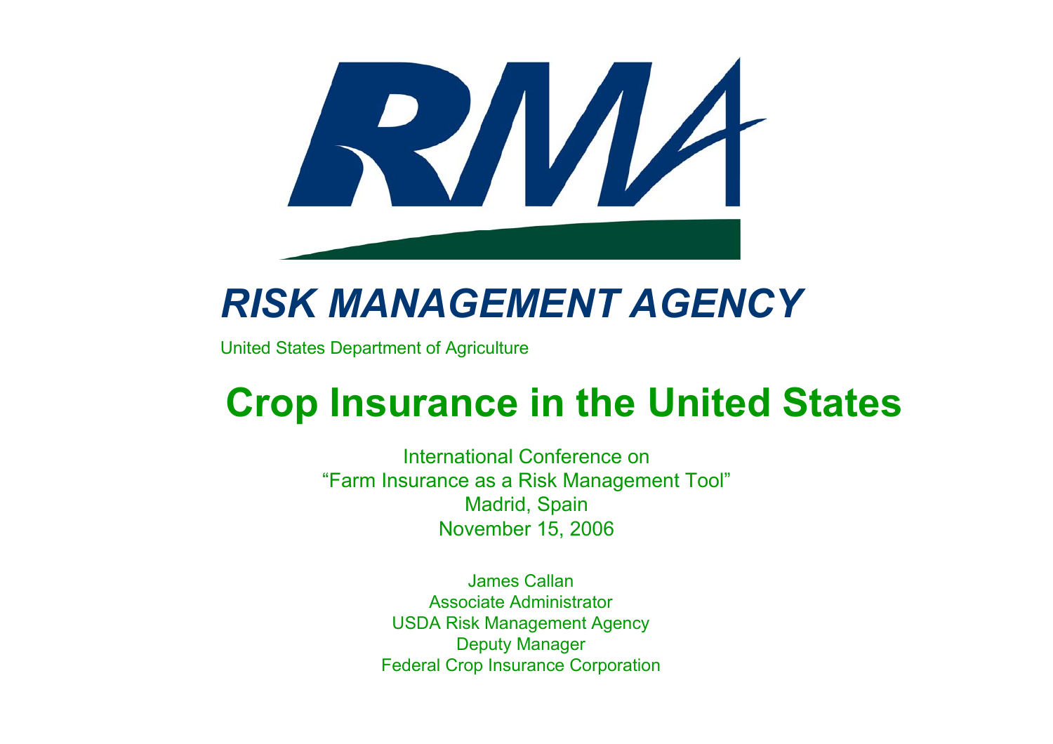RMA

# *RISK MANAGEMENT AGENCY*

United States Department of Agriculture

# Crop Insurance in the United States

International Conference on
“Farm Insurance as a Risk Management Tool”
Madrid, Spain
November 15, 2006

James Callan
Associate Administrator
USDA Risk Management Agency
Deputy Manager
Federal Crop Insurance Corporation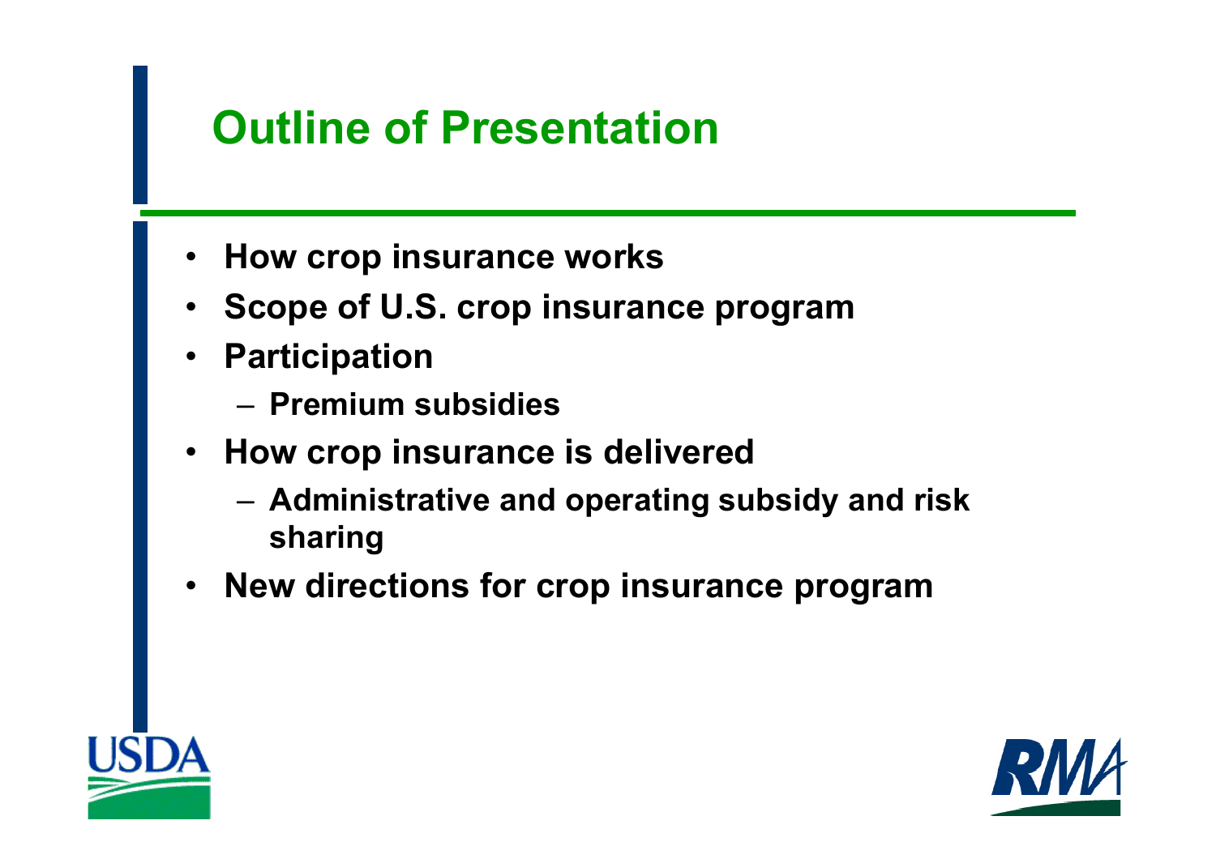# Outline of Presentation

- How crop insurance works
- Scope of U.S. crop insurance program
- Participation
  - Premium subsidies
- How crop insurance is delivered
  - Administrative and operating subsidy and risk sharing
- New directions for crop insurance program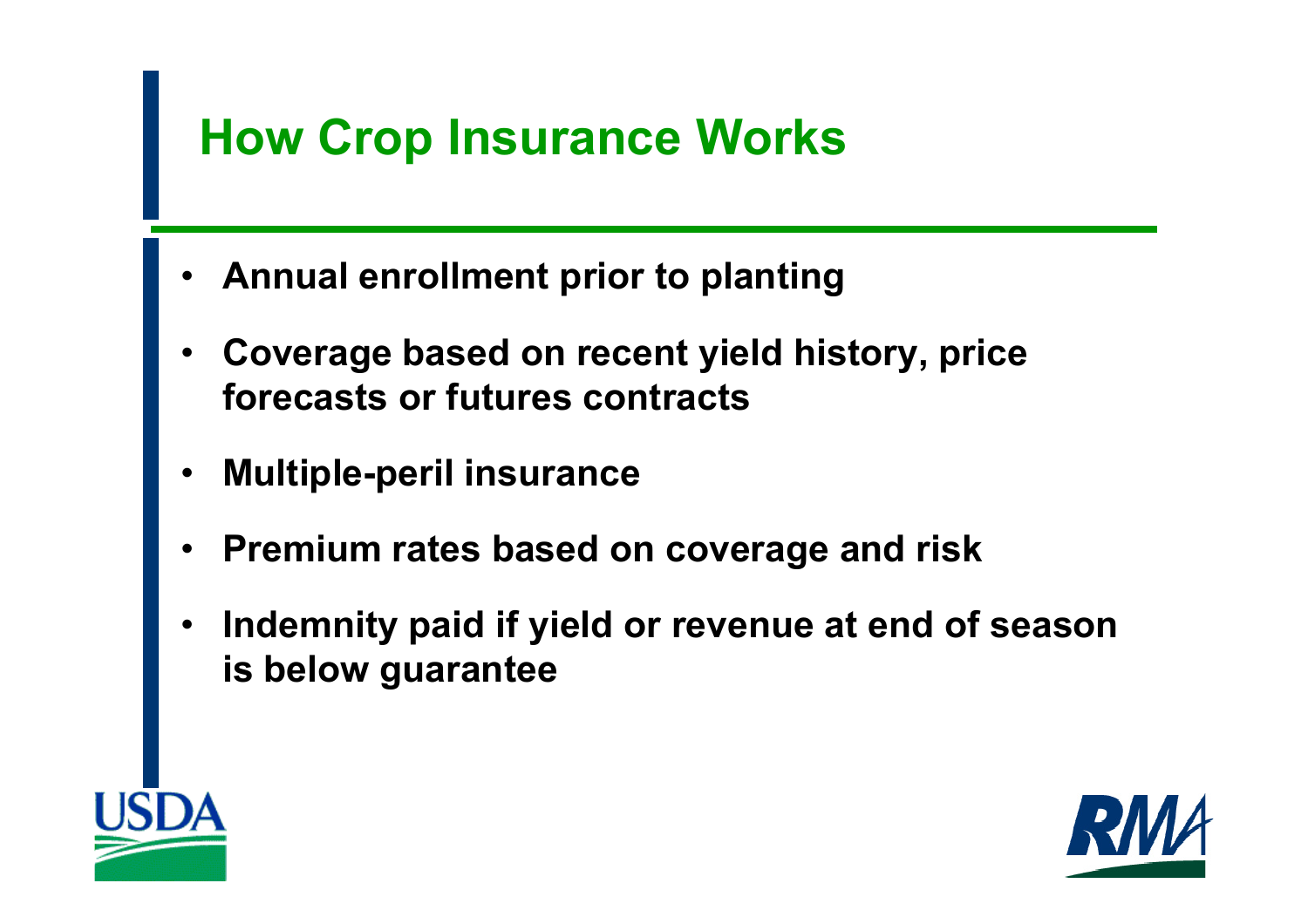# How Crop Insurance Works

- **Annual enrollment prior to planting**
- **Coverage based on recent yield history, price forecasts or futures contracts**
- **Multiple-peril insurance**
- **Premium rates based on coverage and risk**
- **Indemnity paid if yield or revenue at end of season is below guarantee**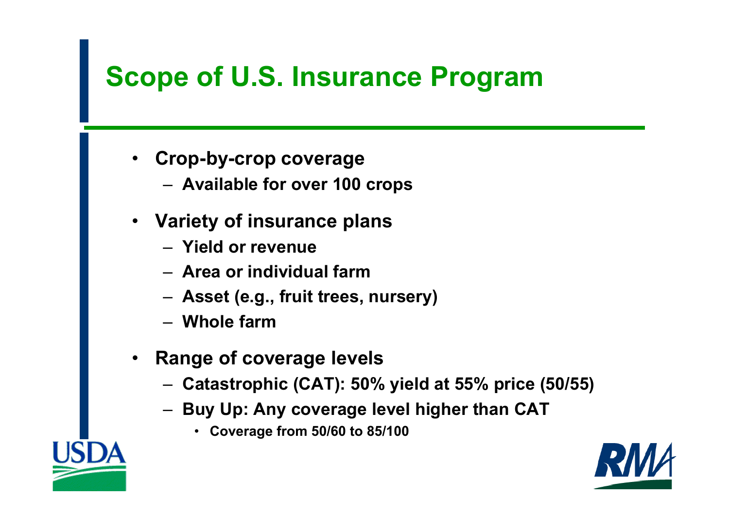# Scope of U.S. Insurance Program

- Crop-by-crop coverage
  - Available for over 100 crops
- Variety of insurance plans
  - Yield or revenue
  - Area or individual farm
  - Asset (e.g., fruit trees, nursery)
  - Whole farm
- Range of coverage levels
  - Catastrophic (CAT): 50% yield at 55% price (50/55)
  - Buy Up: Any coverage level higher than CAT
    - Coverage from 50/60 to 85/100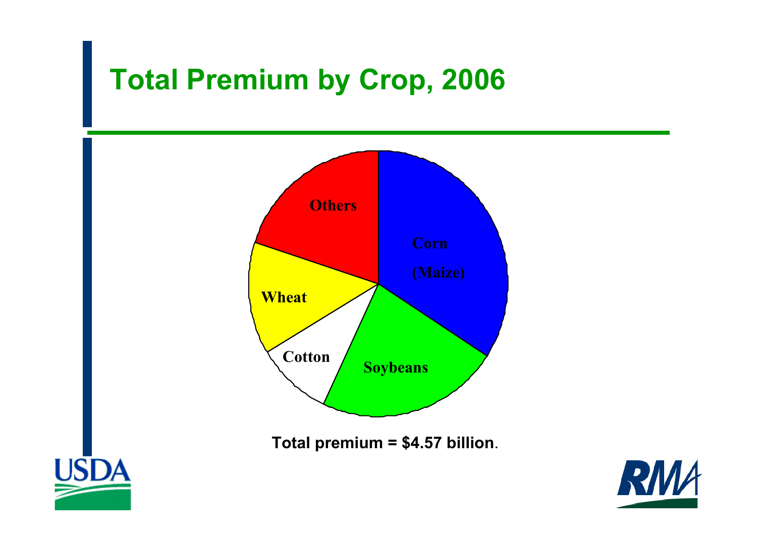# Total Premium by Crop, 2006

Others

Corn (Maize)

Wheat

Cotton

Soybeans

**Total premium = $4.57 billion**.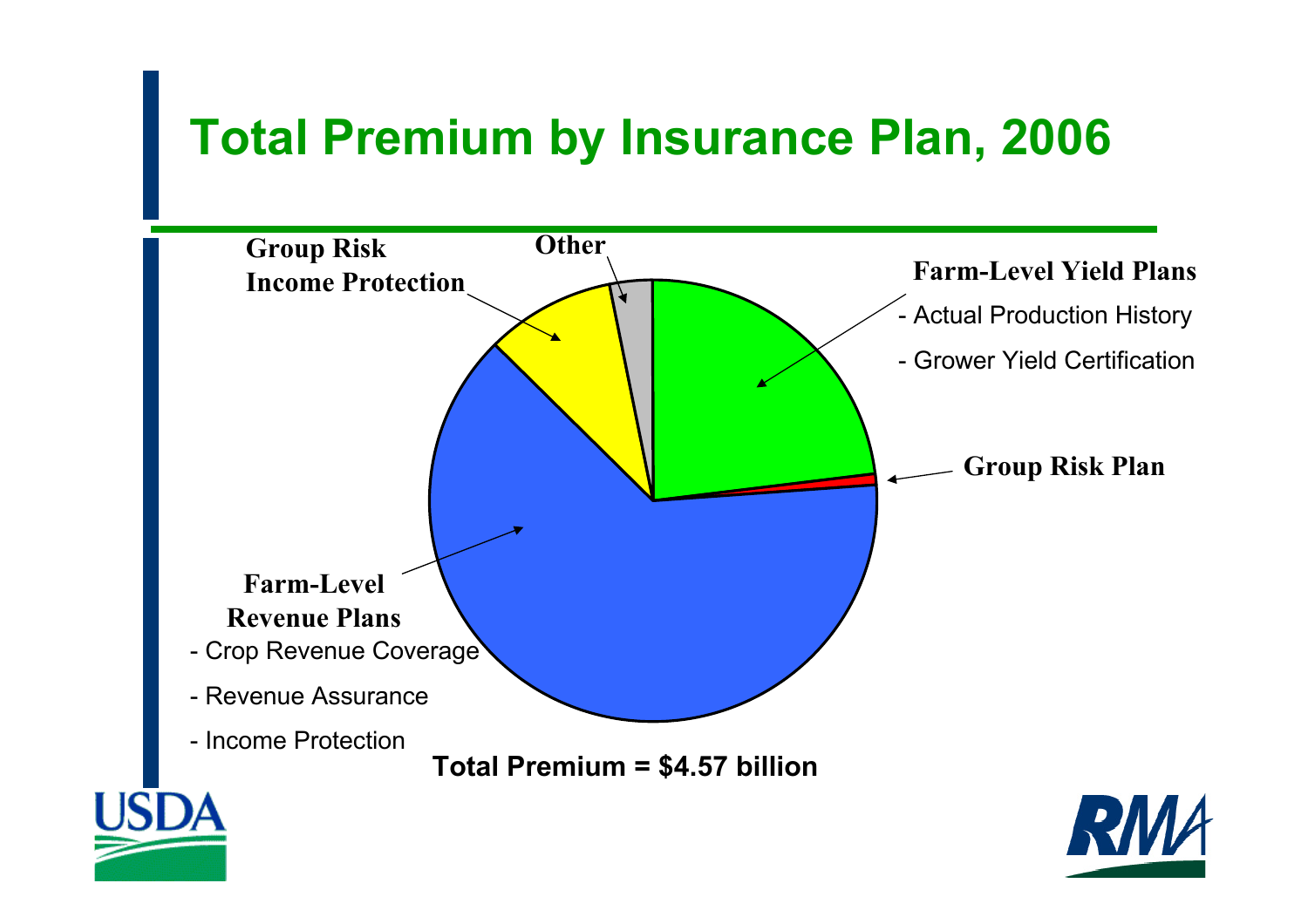# Total Premium by Insurance Plan, 2006

**Group Risk Income Protection**

**Other**

**Farm-Level Yield Plans**
- Actual Production History
- Grower Yield Certification

**Group Risk Plan**

**Farm-Level Revenue Plans**
- Crop Revenue Coverage
- Revenue Assurance
- Income Protection

**Total Premium = $4.57 billion**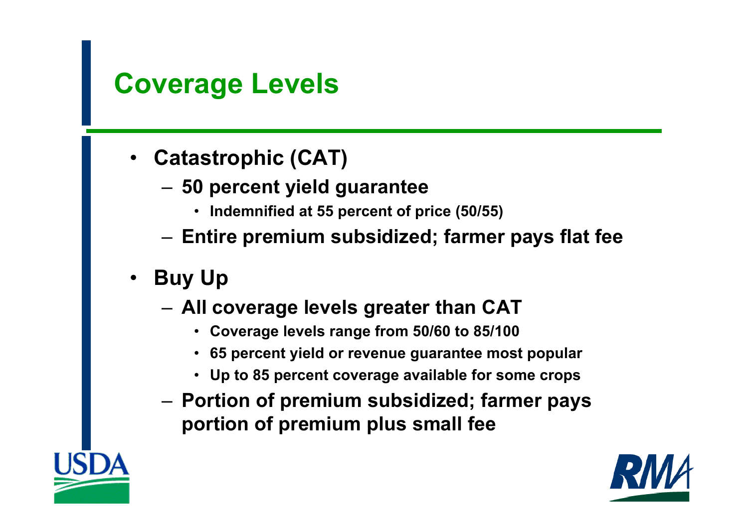# Coverage Levels

- **Catastrophic (CAT)**
  - **50 percent yield guarantee**
    - **Indemnified at 55 percent of price (50/55)**
  - **Entire premium subsidized; farmer pays flat fee**
- **Buy Up**
  - **All coverage levels greater than CAT**
    - **Coverage levels range from 50/60 to 85/100**
    - **65 percent yield or revenue guarantee most popular**
    - **Up to 85 percent coverage available for some crops**
  - **Portion of premium subsidized; farmer pays portion of premium plus small fee**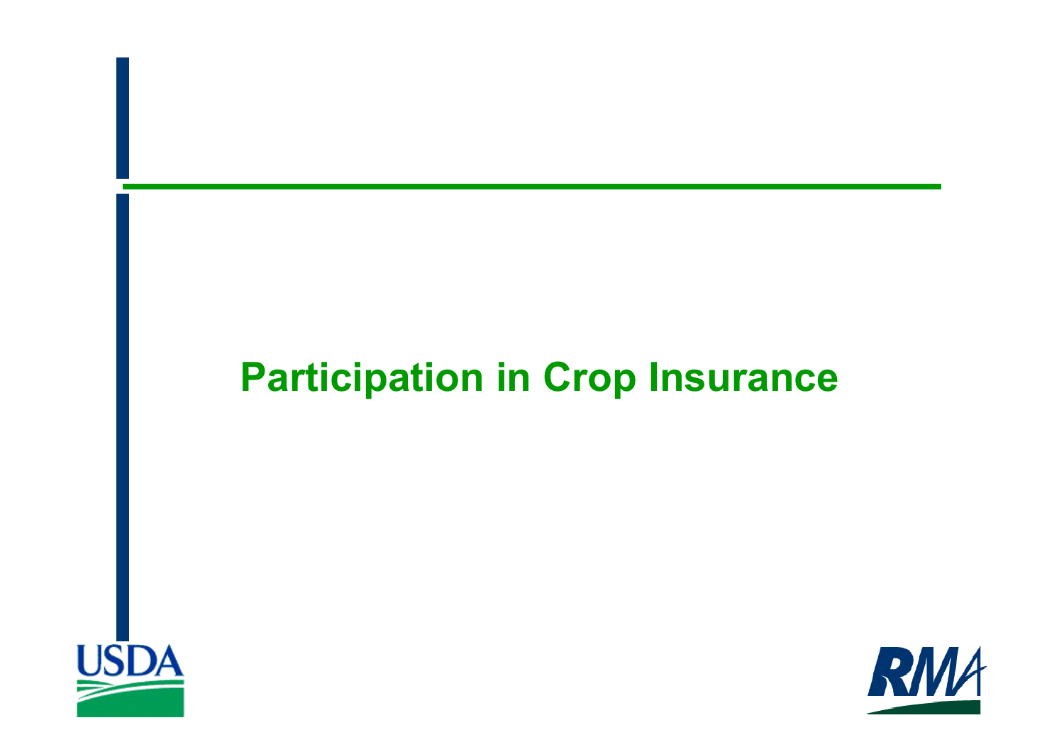# Participation in Crop Insurance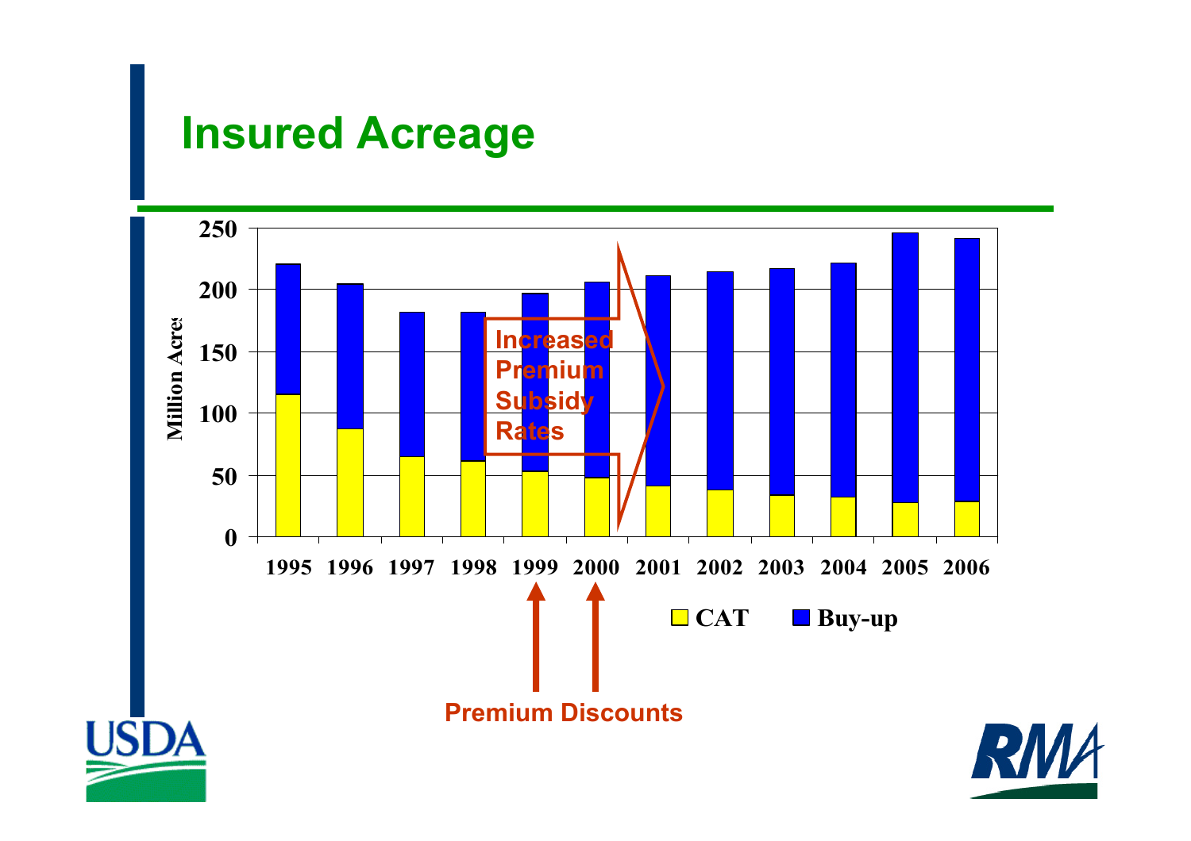# Insured Acreage

Million Acres

| | 1995 | 1996 | 1997 | 1998 | 1999 | 2000 | 2001 | 2002 | 2003 | 2004 | 2005 | 2006 |
|---|---|---|---|---|---|---|---|---|---|---|---|---|

Increased Premium Subsidy Rates

Premium Discounts

CAT    Buy-up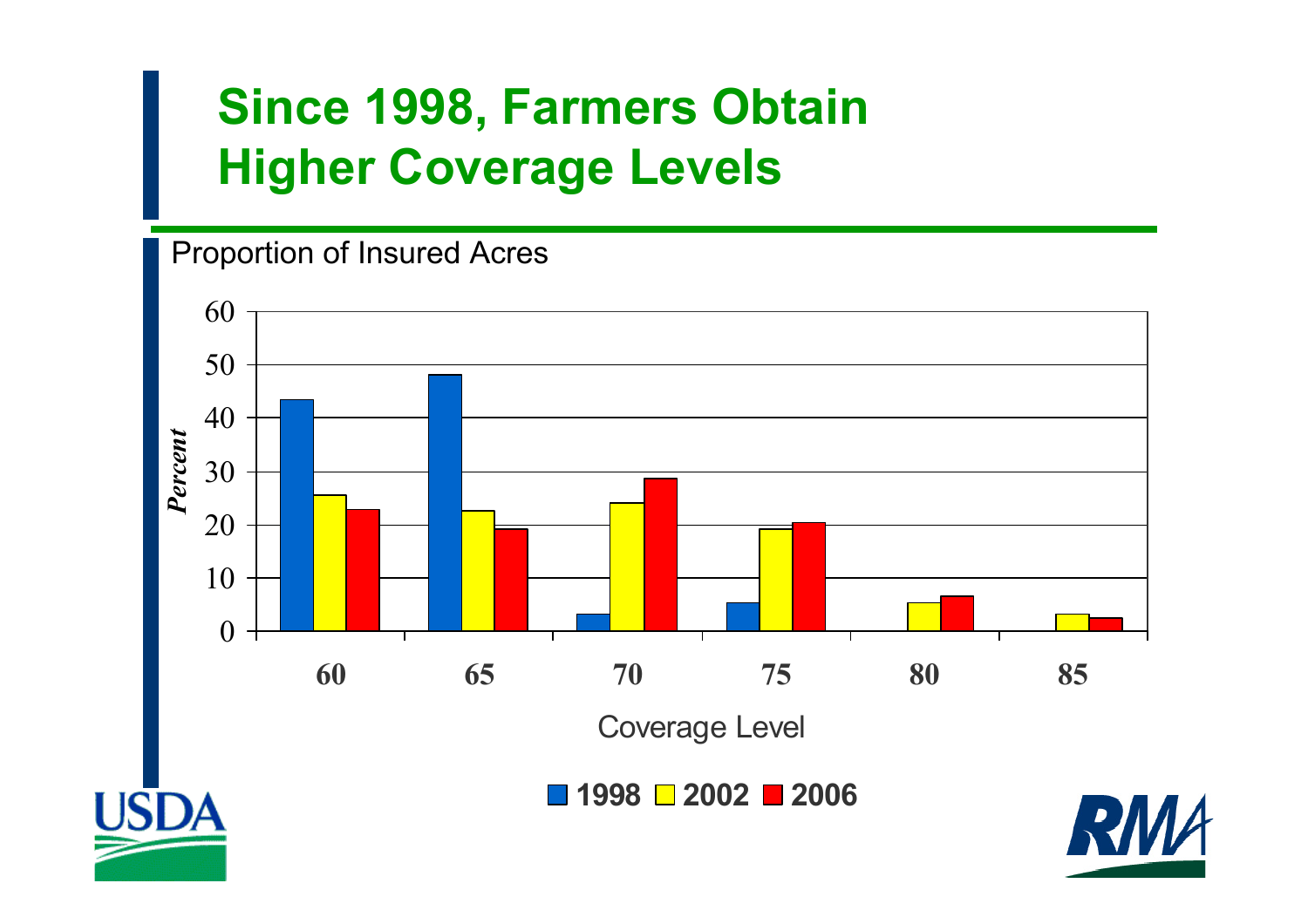# Since 1998, Farmers Obtain Higher Coverage Levels

Proportion of Insured Acres

*Percent*

Coverage Level

| Coverage Level | 1998 | 2002 | 2006 |
|---|---|---|---|
| 60 | 43 | 25 | 23 |
| 65 | 48 | 22 | 19 |
| 70 | 3 | 24 | 29 |
| 75 | 5 | 19 | 20 |
| 80 |  | 5 | 6 |
| 85 |  | 3 | 2 |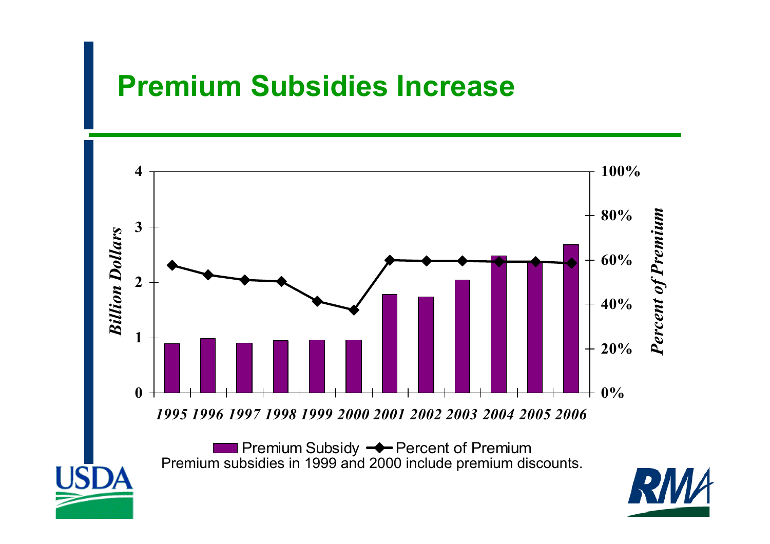# Premium Subsidies Increase

Premium Subsidy — Percent of Premium

Premium subsidies in 1999 and 2000 include premium discounts.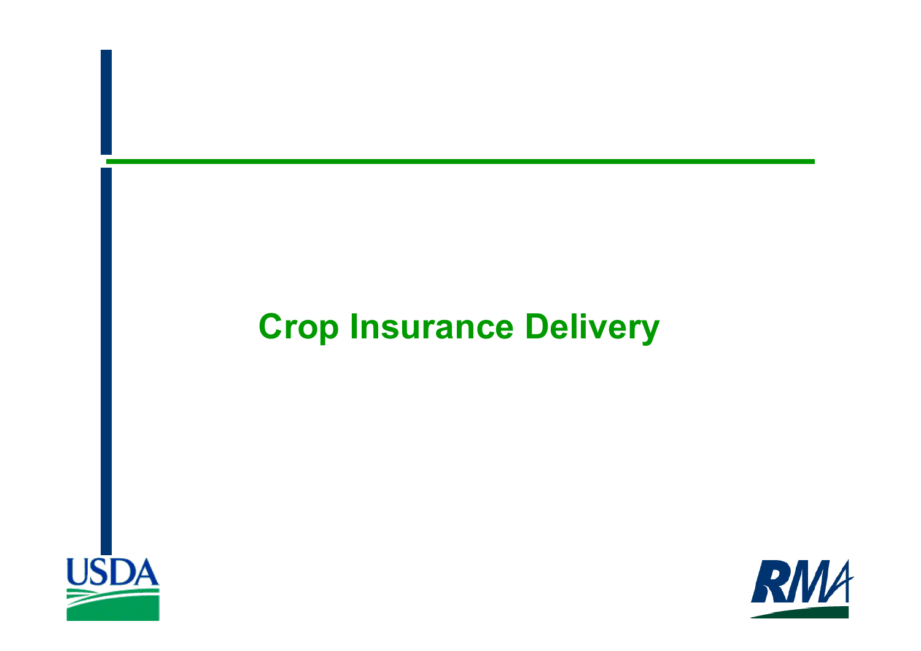# Crop Insurance Delivery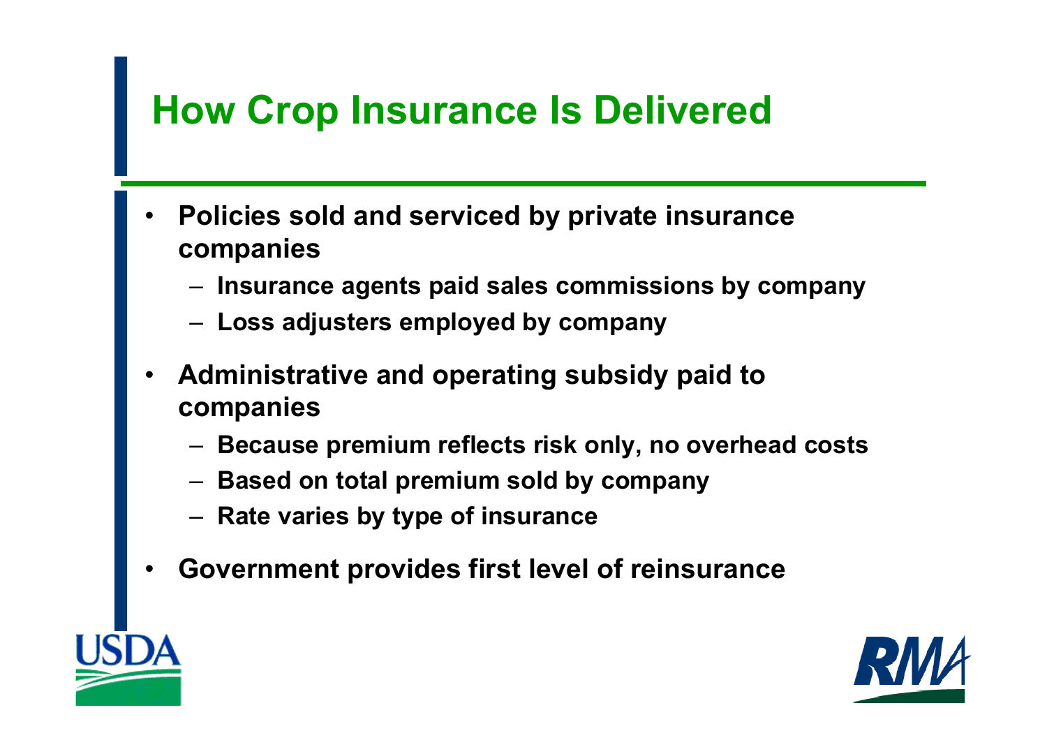# How Crop Insurance Is Delivered

- **Policies sold and serviced by private insurance companies**
  - **Insurance agents paid sales commissions by company**
  - **Loss adjusters employed by company**
- **Administrative and operating subsidy paid to companies**
  - **Because premium reflects risk only, no overhead costs**
  - **Based on total premium sold by company**
  - **Rate varies by type of insurance**
- **Government provides first level of reinsurance**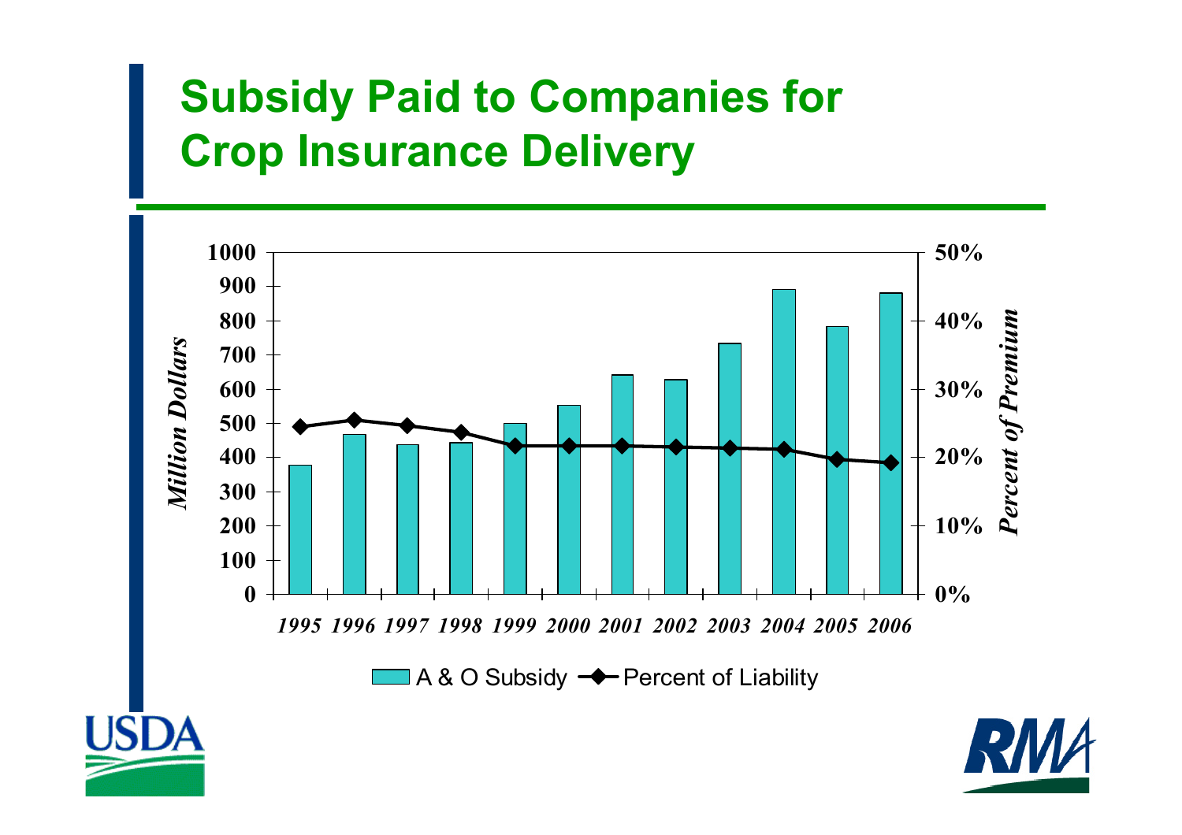# Subsidy Paid to Companies for Crop Insurance Delivery

*Million Dollars*

*Percent of Premium*

| Year | A & O Subsidy |
|---|---|
| 1995 | |
| 1996 | |
| 1997 | |
| 1998 | |
| 1999 | |
| 2000 | |
| 2001 | |
| 2002 | |
| 2003 | |
| 2004 | |
| 2005 | |
| 2006 | |

A & O Subsidy — Percent of Liability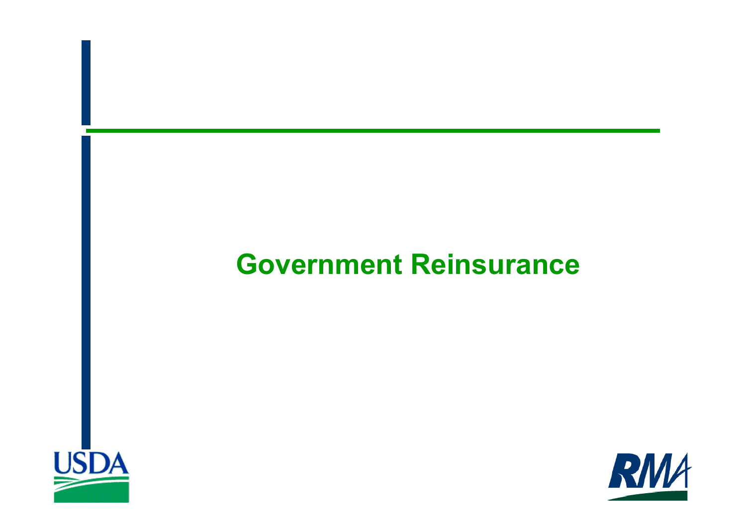# Government Reinsurance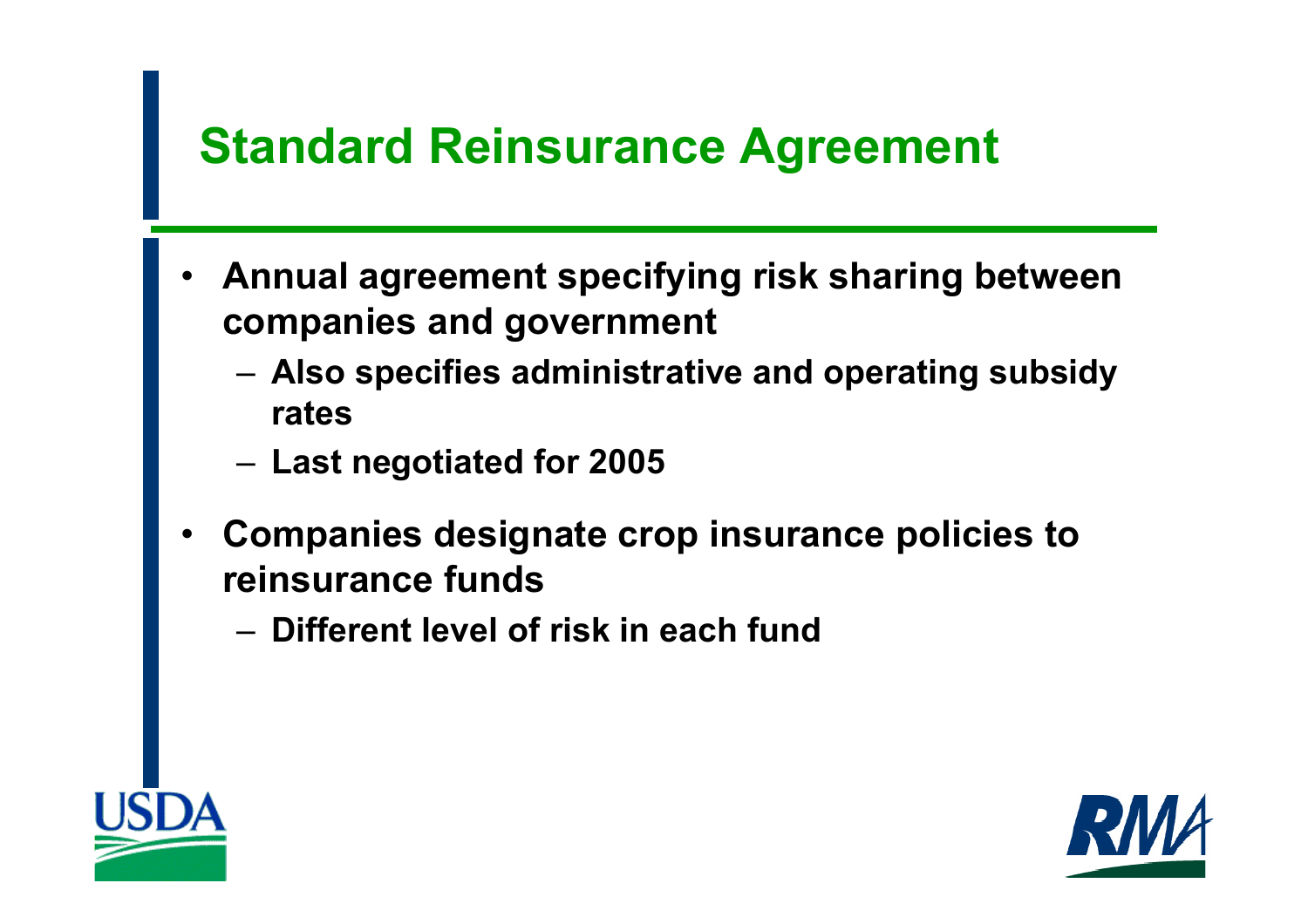# Standard Reinsurance Agreement

- Annual agreement specifying risk sharing between companies and government
  - Also specifies administrative and operating subsidy rates
  - Last negotiated for 2005
- Companies designate crop insurance policies to reinsurance funds
  - Different level of risk in each fund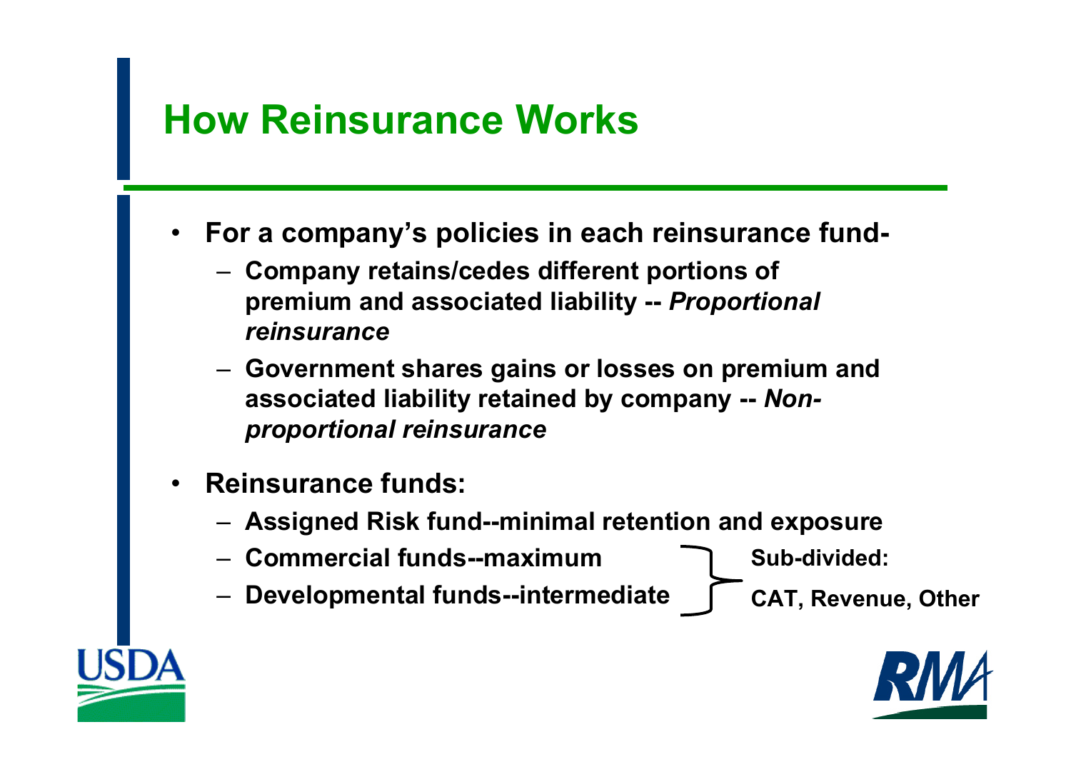# How Reinsurance Works

- **For a company's policies in each reinsurance fund-**
  - **Company retains/cedes different portions of premium and associated liability --** ***Proportional reinsurance***
  - **Government shares gains or losses on premium and associated liability retained by company --** ***Non-proportional reinsurance***
- **Reinsurance funds:**
  - **Assigned Risk fund--minimal retention and exposure**
  - **Commercial funds--maximum**
  - **Developmental funds--intermediate**

  **Sub-divided: CAT, Revenue, Other**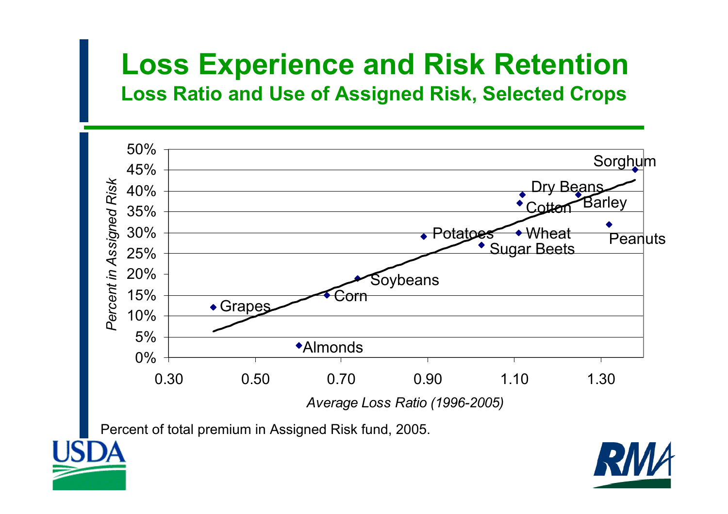# Loss Experience and Risk Retention

## Loss Ratio and Use of Assigned Risk, Selected Crops

Percent of total premium in Assigned Risk fund, 2005.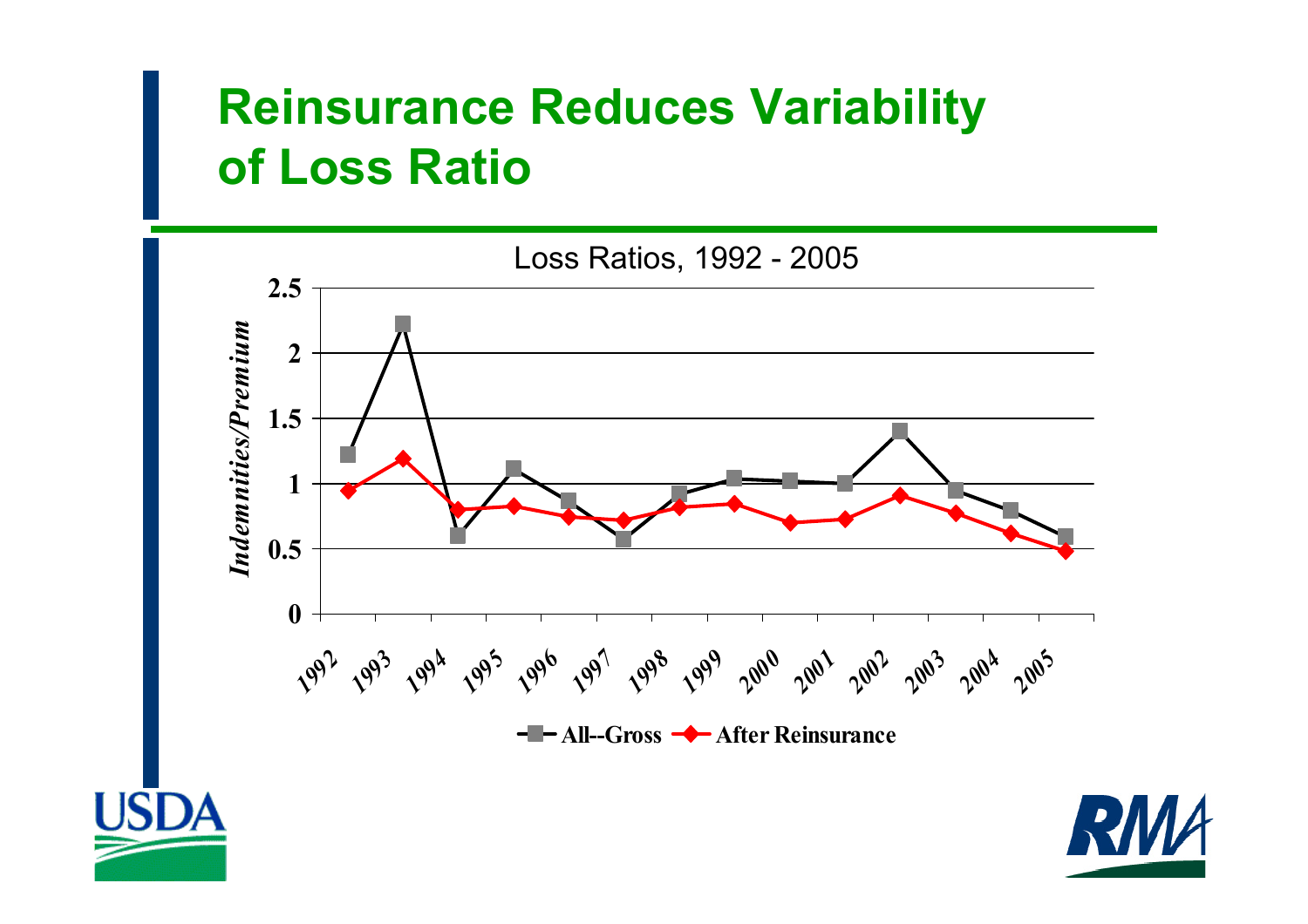# Reinsurance Reduces Variability of Loss Ratio

Loss Ratios, 1992 - 2005

*Indemnities/Premium*

2.5
2
1.5
1
0.5
0

1992 1993 1994 1995 1996 1997 1998 1999 2000 2001 2002 2003 2004 2005

All--Gross    After Reinsurance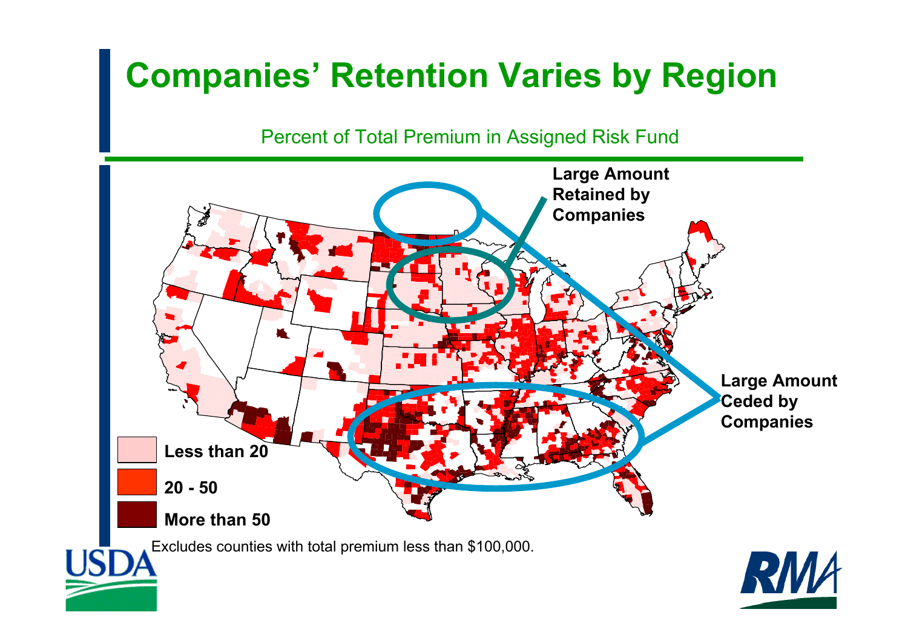# Companies' Retention Varies by Region

Percent of Total Premium in Assigned Risk Fund

**Large Amount Retained by Companies**

**Large Amount Ceded by Companies**

**Less than 20**

**20 - 50**

**More than 50**

Excludes counties with total premium less than $100,000.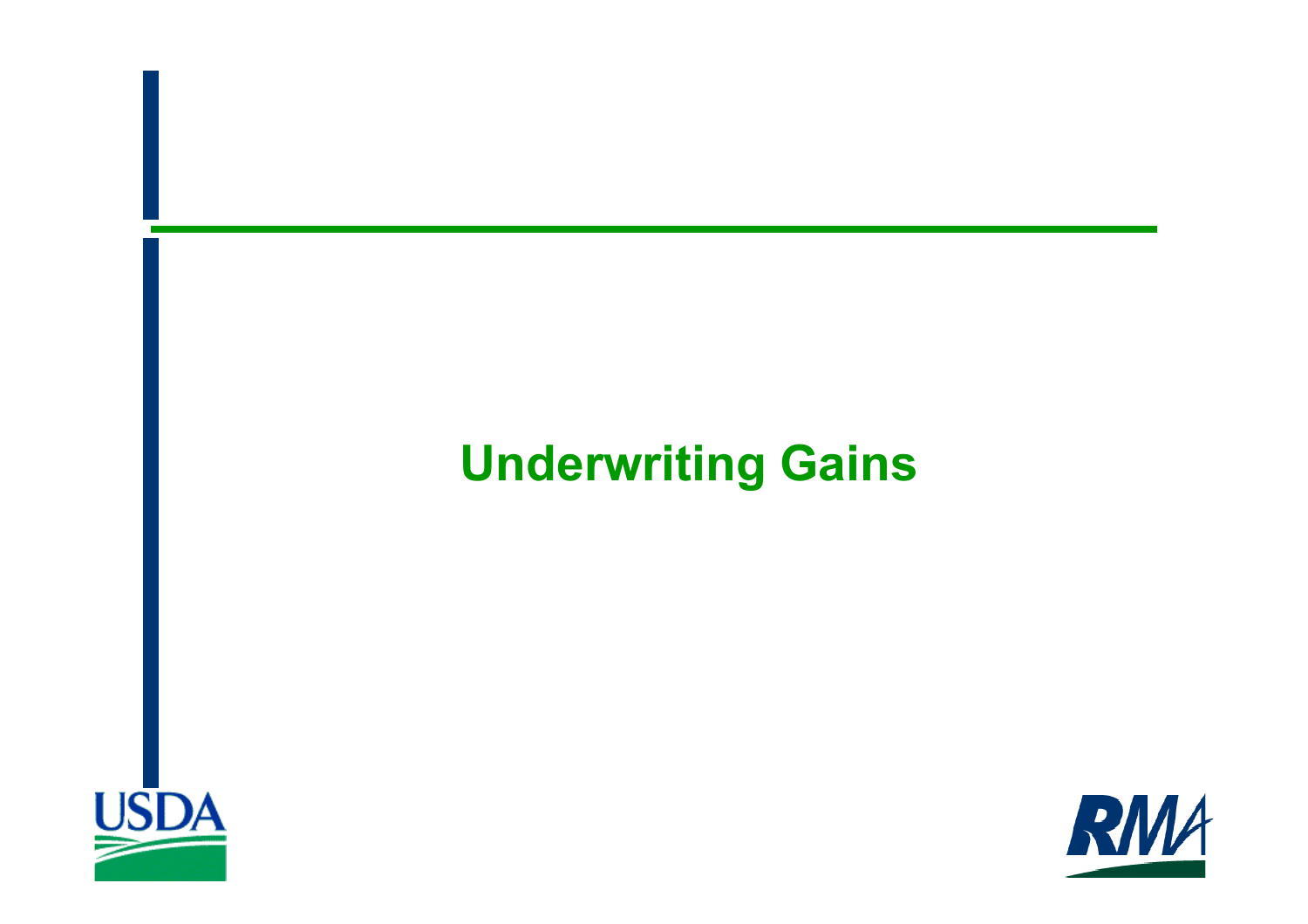# Underwriting Gains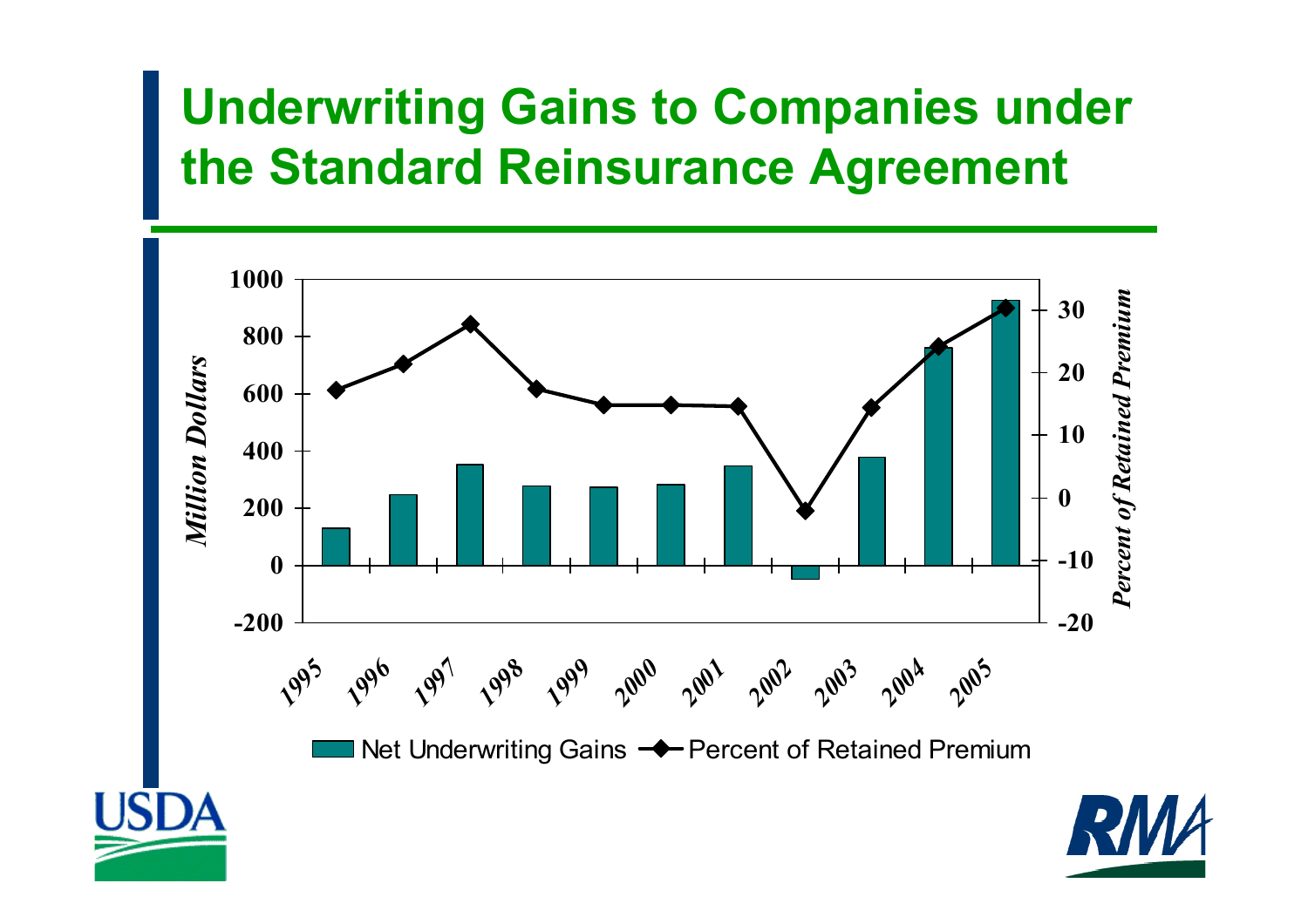# Underwriting Gains to Companies under the Standard Reinsurance Agreement

*Million Dollars* (left axis: -200 to 1000) — *Percent of Retained Premium* (right axis: -20 to 30)

1995, 1996, 1997, 1998, 1999, 2000, 2001, 2002, 2003, 2004, 2005

Net Underwriting Gains — Percent of Retained Premium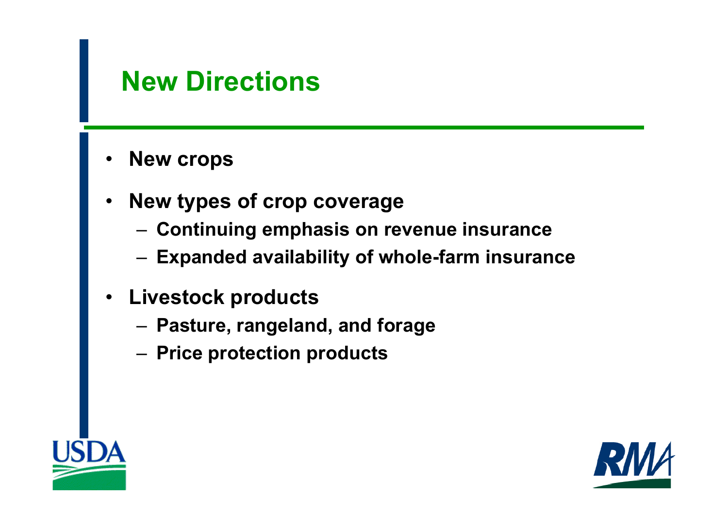# New Directions

- New crops
- New types of crop coverage
  - Continuing emphasis on revenue insurance
  - Expanded availability of whole-farm insurance
- Livestock products
  - Pasture, rangeland, and forage
  - Price protection products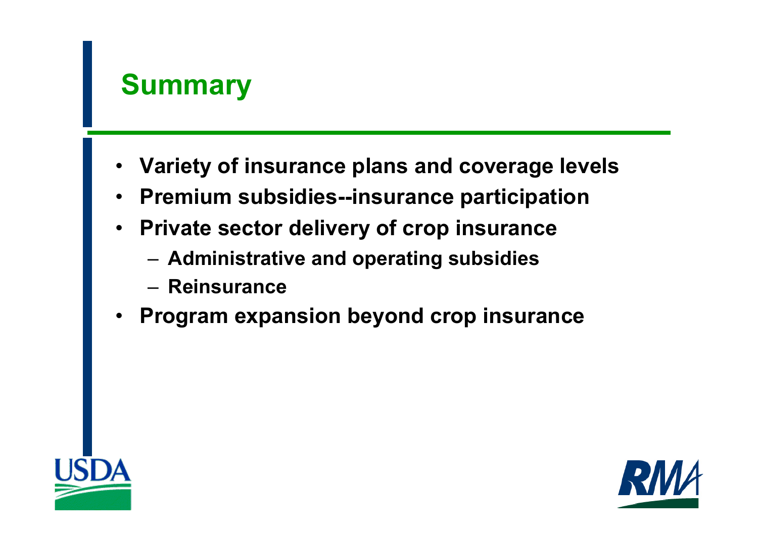# Summary

- Variety of insurance plans and coverage levels
- Premium subsidies--insurance participation
- Private sector delivery of crop insurance
  - Administrative and operating subsidies
  - Reinsurance
- Program expansion beyond crop insurance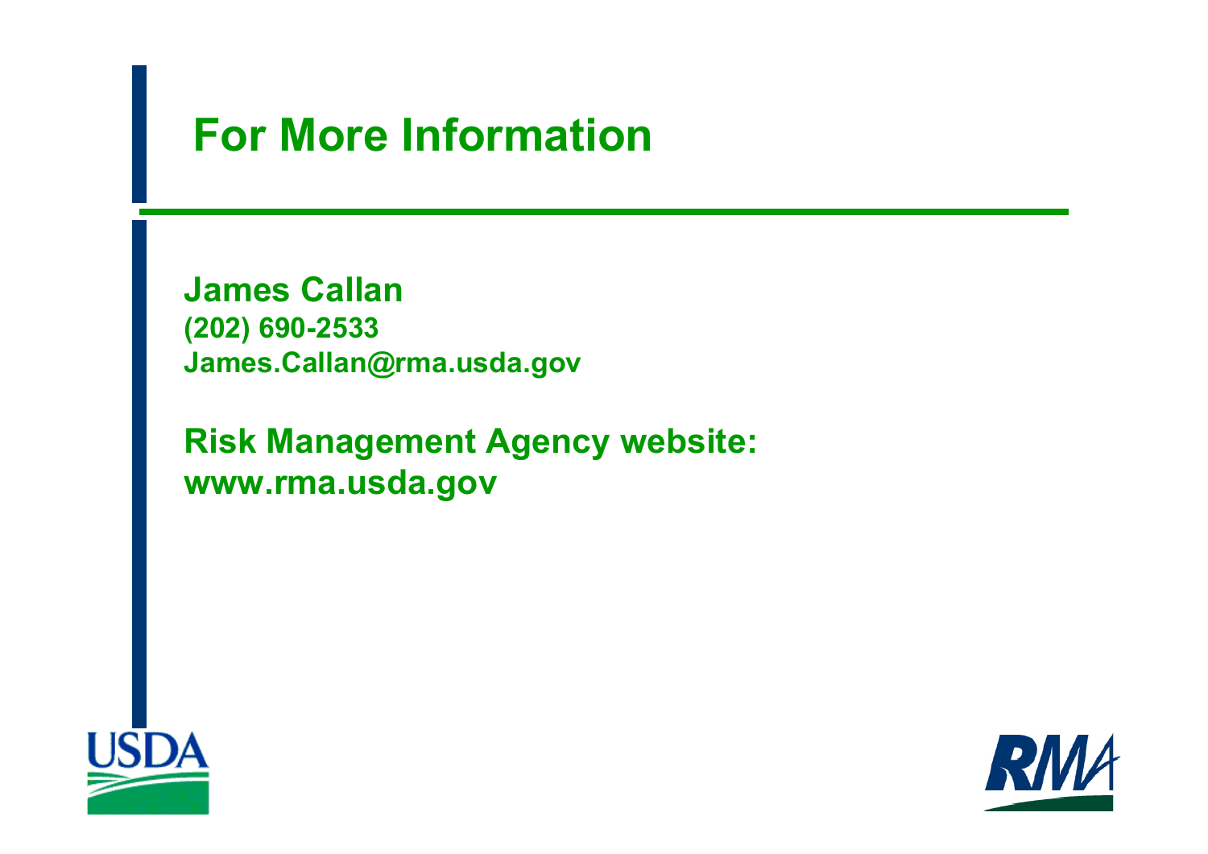# For More Information

**James Callan**
**(202) 690-2533**
**James.Callan@rma.usda.gov**

**Risk Management Agency website:**
**www.rma.usda.gov**